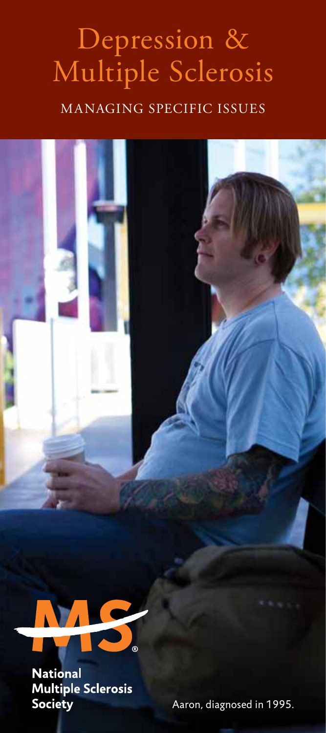# Depression & Multiple Sclerosis

MANAGING SPECIFIC ISSUES

National Multiple Sclerosis Society

Aaron, diagnosed in 1995.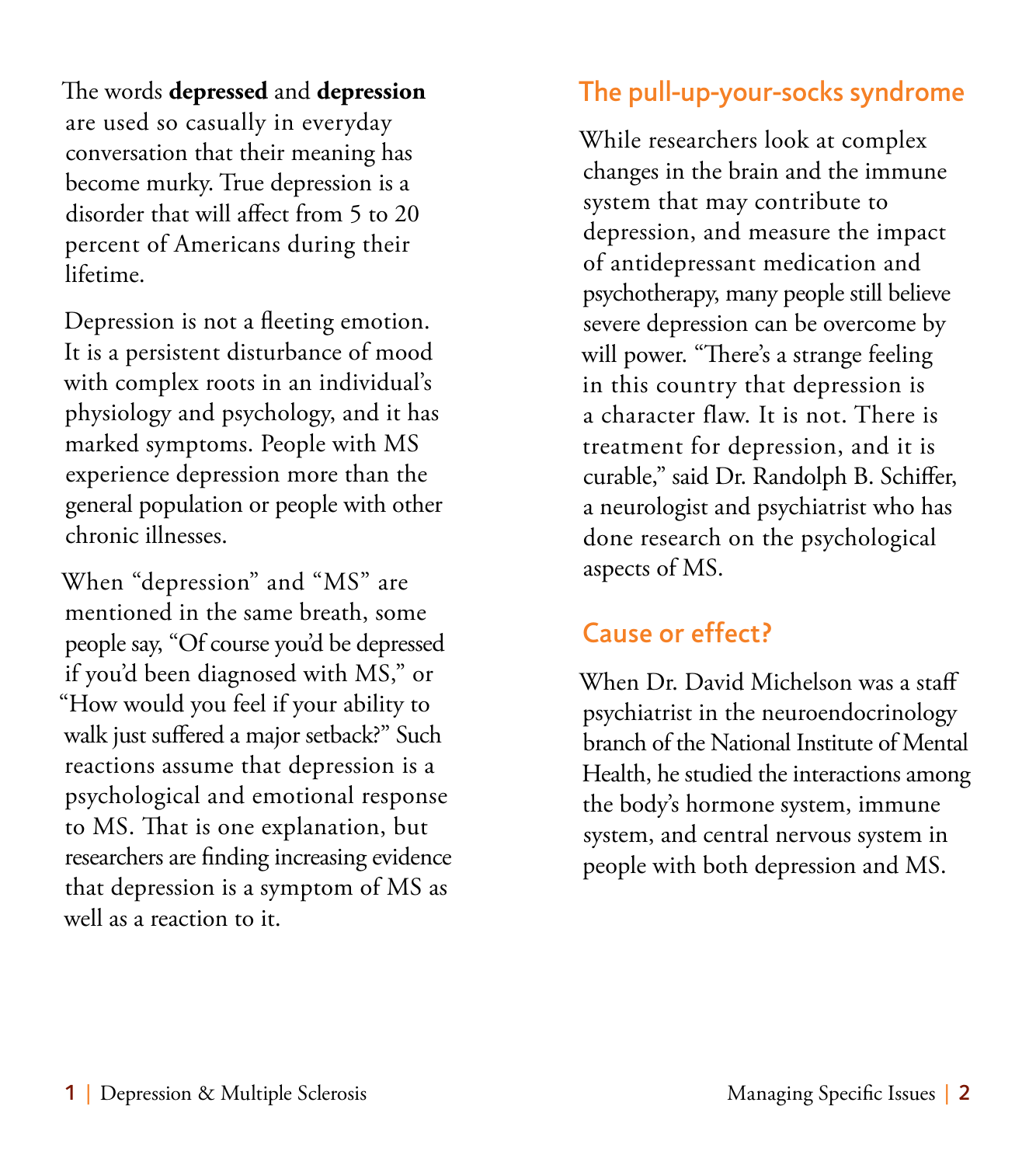The words **depressed** and **depression** are used so casually in everyday conversation that their meaning has become murky. True depression is a disorder that will affect from 5 to 20 percent of Americans during their lifetime.

Depression is not a fleeting emotion. It is a persistent disturbance of mood with complex roots in an individual's physiology and psychology, and it has marked symptoms. People with MS experience depression more than the general population or people with other chronic illnesses.

When "depression" and "MS" are mentioned in the same breath, some people say, "Of course you'd be depressed if you'd been diagnosed with MS," or "How would you feel if your ability to walk just suffered a major setback?" Such reactions assume that depression is a psychological and emotional response to MS. That is one explanation, but researchers are finding increasing evidence that depression is a symptom of MS as well as a reaction to it.

## The pull-up-your-socks syndrome

While researchers look at complex changes in the brain and the immune system that may contribute to depression, and measure the impact of antidepressant medication and psychotherapy, many people still believe severe depression can be overcome by will power. "There's a strange feeling in this country that depression is a character flaw. It is not. There is treatment for depression, and it is curable," said Dr. Randolph B. Schiffer, a neurologist and psychiatrist who has done research on the psychological aspects of MS.

## Cause or effect?

When Dr. David Michelson was a staff psychiatrist in the neuroendocrinology branch of the National Institute of Mental Health, he studied the interactions among the body's hormone system, immune system, and central nervous system in people with both depression and MS.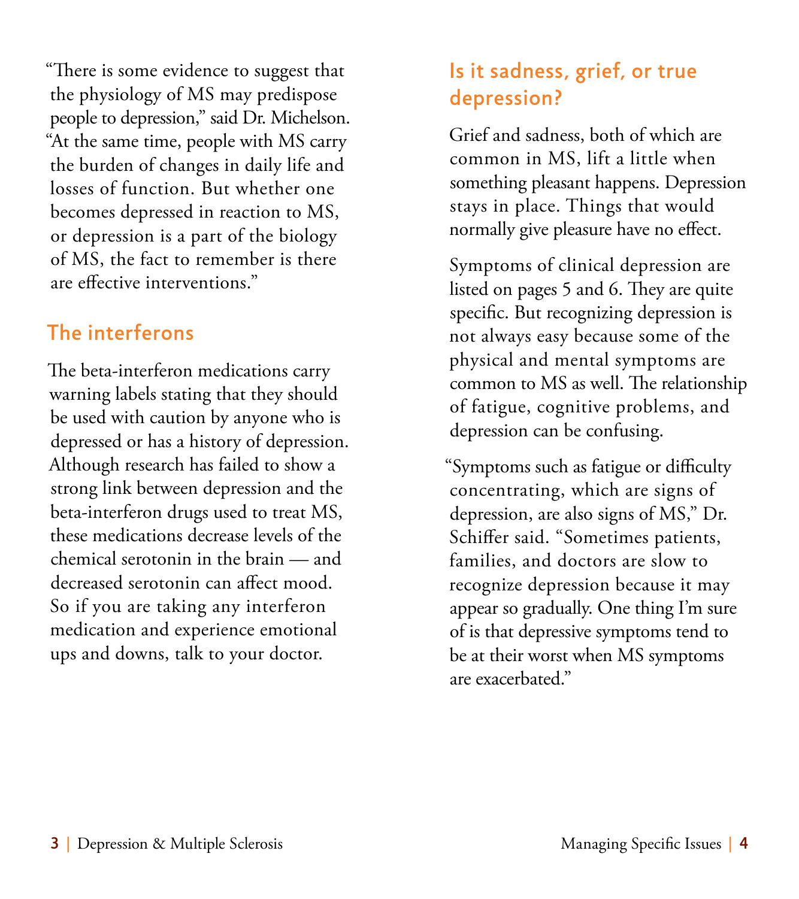"There is some evidence to suggest that the physiology of MS may predispose people to depression," said Dr. Michelson. "At the same time, people with MS carry the burden of changes in daily life and losses of function. But whether one becomes depressed in reaction to MS, or depression is a part of the biology of MS, the fact to remember is there are effective interventions."

## The interferons

The beta-interferon medications carry warning labels stating that they should be used with caution by anyone who is depressed or has a history of depression. Although research has failed to show a strong link between depression and the beta-interferon drugs used to treat MS, these medications decrease levels of the chemical serotonin in the brain — and decreased serotonin can affect mood. So if you are taking any interferon medication and experience emotional ups and downs, talk to your doctor.

## Is it sadness, grief, or true depression?

Grief and sadness, both of which are common in MS, lift a little when something pleasant happens. Depression stays in place. Things that would normally give pleasure have no effect.

Symptoms of clinical depression are listed on pages 5 and 6. They are quite specific. But recognizing depression is not always easy because some of the physical and mental symptoms are common to MS as well. The relationship of fatigue, cognitive problems, and depression can be confusing.

"Symptoms such as fatigue or difficulty concentrating, which are signs of depression, are also signs of MS," Dr. Schiffer said. "Sometimes patients, families, and doctors are slow to recognize depression because it may appear so gradually. One thing I'm sure of is that depressive symptoms tend to be at their worst when MS symptoms are exacerbated."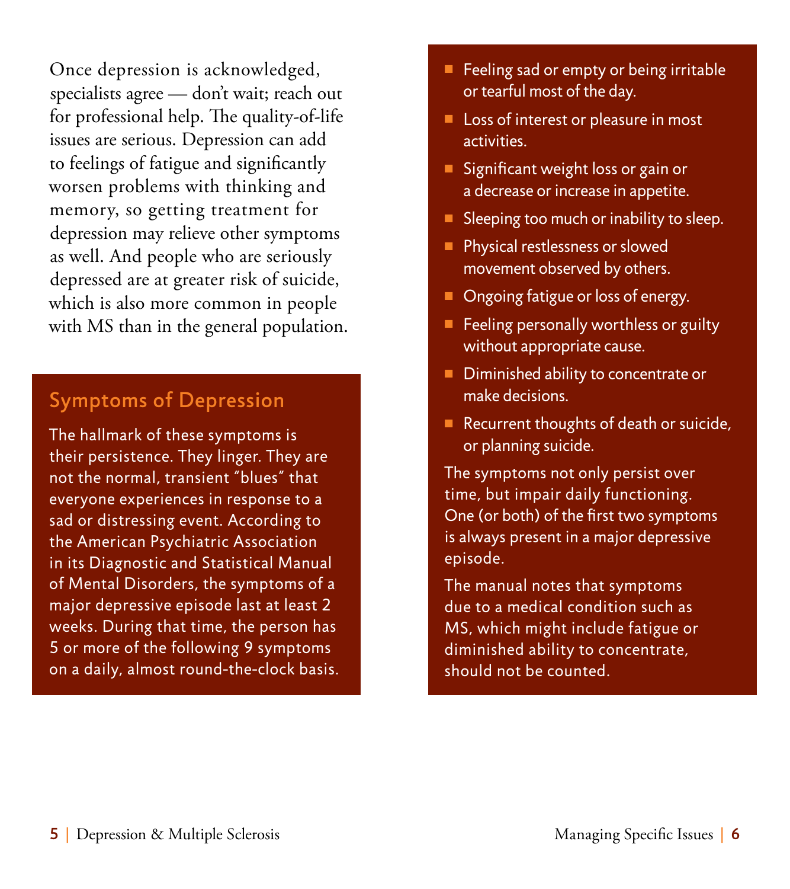Once depression is acknowledged, specialists agree — don't wait; reach out for professional help. The quality-of-life issues are serious. Depression can add to feelings of fatigue and significantly worsen problems with thinking and memory, so getting treatment for depression may relieve other symptoms as well. And people who are seriously depressed are at greater risk of suicide, which is also more common in people with MS than in the general population.

## Symptoms of Depression

The hallmark of these symptoms is their persistence. They linger. They are not the normal, transient "blues" that everyone experiences in response to a sad or distressing event. According to the American Psychiatric Association in its Diagnostic and Statistical Manual of Mental Disorders, the symptoms of a major depressive episode last at least 2 weeks. During that time, the person has 5 or more of the following 9 symptoms on a daily, almost round-the-clock basis.

- Feeling sad or empty or being irritable or tearful most of the day.
- Loss of interest or pleasure in most activities.
- Significant weight loss or gain or a decrease or increase in appetite.
- Sleeping too much or inability to sleep.
- Physical restlessness or slowed movement observed by others.
- Ongoing fatigue or loss of energy.
- Feeling personally worthless or guilty without appropriate cause.
- Diminished ability to concentrate or make decisions.
- Recurrent thoughts of death or suicide, or planning suicide.

The symptoms not only persist over time, but impair daily functioning. One (or both) of the first two symptoms is always present in a major depressive episode.

The manual notes that symptoms due to a medical condition such as MS, which might include fatigue or diminished ability to concentrate, should not be counted.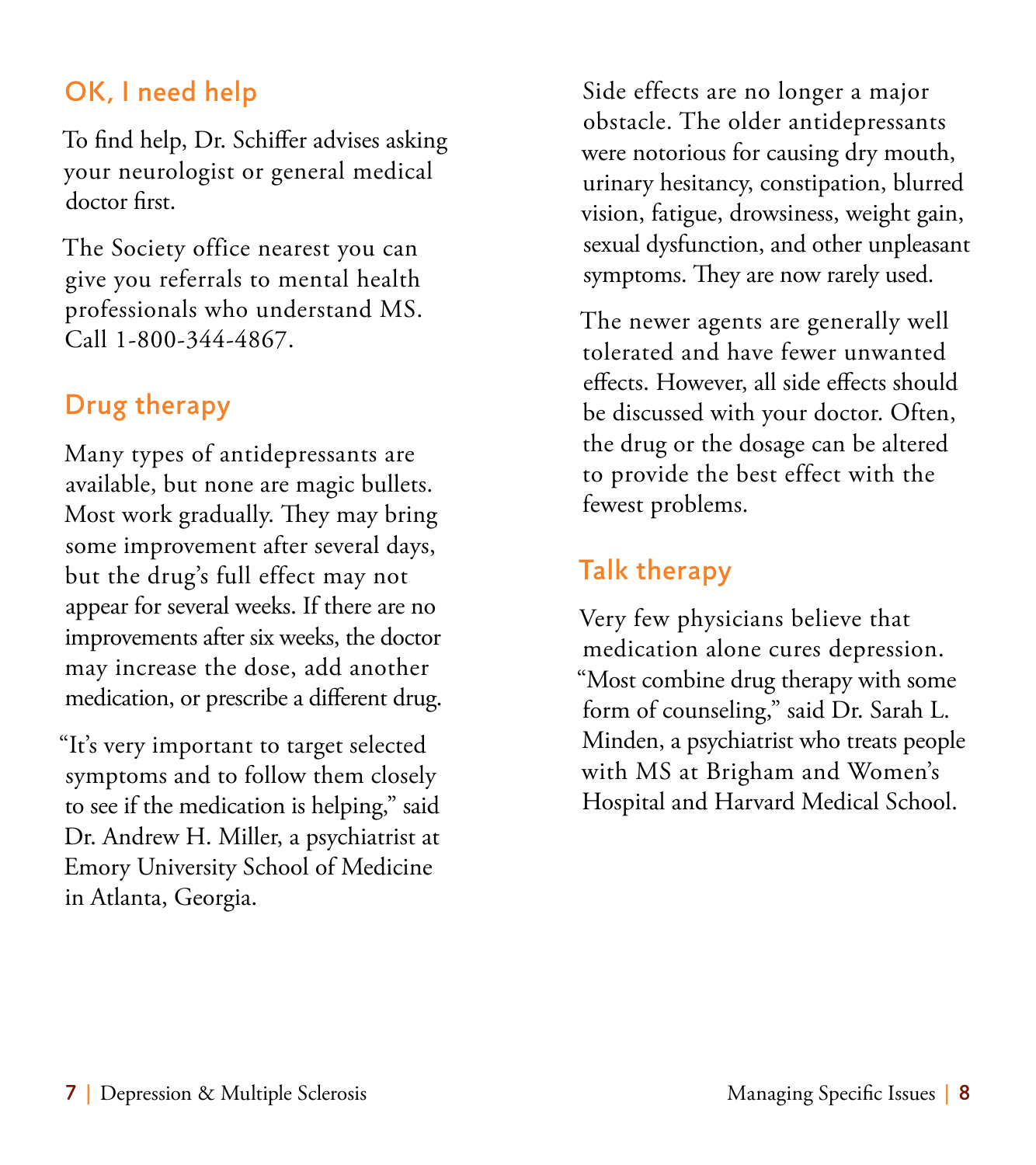## OK, I need help

To find help, Dr. Schiffer advises asking your neurologist or general medical doctor first.

The Society office nearest you can give you referrals to mental health professionals who understand MS. Call 1-800-344-4867.

## Drug therapy

Many types of antidepressants are available, but none are magic bullets. Most work gradually. They may bring some improvement after several days, but the drug's full effect may not appear for several weeks. If there are no improvements after six weeks, the doctor may increase the dose, add another medication, or prescribe a different drug.

"It's very important to target selected symptoms and to follow them closely to see if the medication is helping," said Dr. Andrew H. Miller, a psychiatrist at Emory University School of Medicine in Atlanta, Georgia.

Side effects are no longer a major obstacle. The older antidepressants were notorious for causing dry mouth, urinary hesitancy, constipation, blurred vision, fatigue, drowsiness, weight gain, sexual dysfunction, and other unpleasant symptoms. They are now rarely used.

The newer agents are generally well tolerated and have fewer unwanted effects. However, all side effects should be discussed with your doctor. Often, the drug or the dosage can be altered to provide the best effect with the fewest problems.

## Talk therapy

Very few physicians believe that medication alone cures depression. "Most combine drug therapy with some form of counseling," said Dr. Sarah L. Minden, a psychiatrist who treats people with MS at Brigham and Women's Hospital and Harvard Medical School.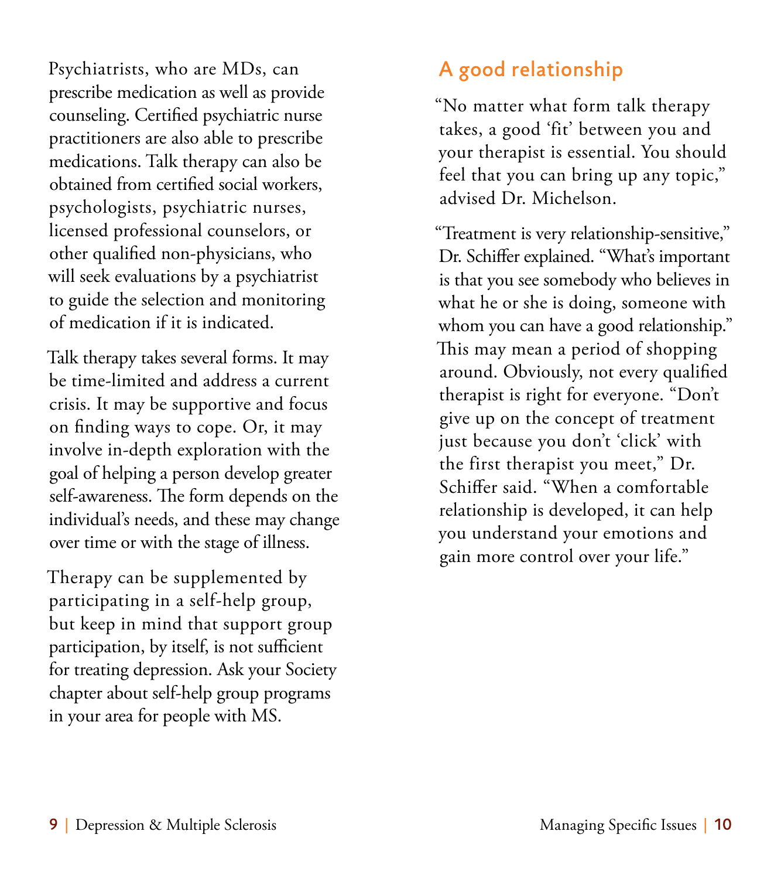Psychiatrists, who are MDs, can prescribe medication as well as provide counseling. Certified psychiatric nurse practitioners are also able to prescribe medications. Talk therapy can also be obtained from certified social workers, psychologists, psychiatric nurses, licensed professional counselors, or other qualified non-physicians, who will seek evaluations by a psychiatrist to guide the selection and monitoring of medication if it is indicated.

Talk therapy takes several forms. It may be time-limited and address a current crisis. It may be supportive and focus on finding ways to cope. Or, it may involve in-depth exploration with the goal of helping a person develop greater self-awareness. The form depends on the individual's needs, and these may change over time or with the stage of illness.

Therapy can be supplemented by participating in a self-help group, but keep in mind that support group participation, by itself, is not sufficient for treating depression. Ask your Society chapter about self-help group programs in your area for people with MS.

## A good relationship

"No matter what form talk therapy takes, a good 'fit' between you and your therapist is essential. You should feel that you can bring up any topic," advised Dr. Michelson.

"Treatment is very relationship-sensitive," Dr. Schiffer explained. "What's important is that you see somebody who believes in what he or she is doing, someone with whom you can have a good relationship." This may mean a period of shopping around. Obviously, not every qualified therapist is right for everyone. "Don't give up on the concept of treatment just because you don't 'click' with the first therapist you meet," Dr. Schiffer said. "When a comfortable relationship is developed, it can help you understand your emotions and gain more control over your life."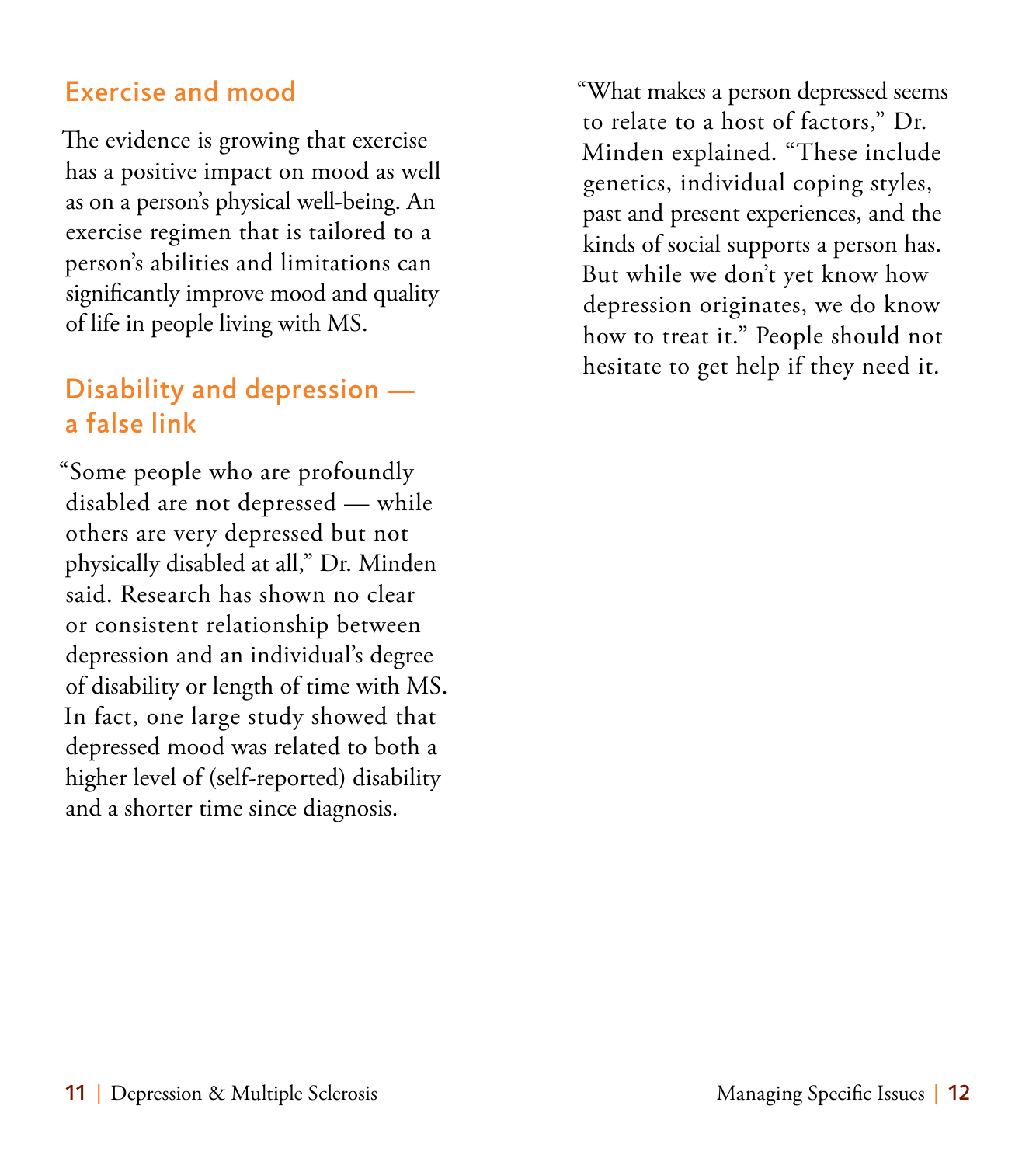## Exercise and mood

The evidence is growing that exercise has a positive impact on mood as well as on a person's physical well-being. An exercise regimen that is tailored to a person's abilities and limitations can significantly improve mood and quality of life in people living with MS.

## Disability and depression — a false link

"Some people who are profoundly disabled are not depressed — while others are very depressed but not physically disabled at all," Dr. Minden said. Research has shown no clear or consistent relationship between depression and an individual's degree of disability or length of time with MS. In fact, one large study showed that depressed mood was related to both a higher level of (self-reported) disability and a shorter time since diagnosis.

"What makes a person depressed seems to relate to a host of factors," Dr. Minden explained. "These include genetics, individual coping styles, past and present experiences, and the kinds of social supports a person has. But while we don't yet know how depression originates, we do know how to treat it." People should not hesitate to get help if they need it.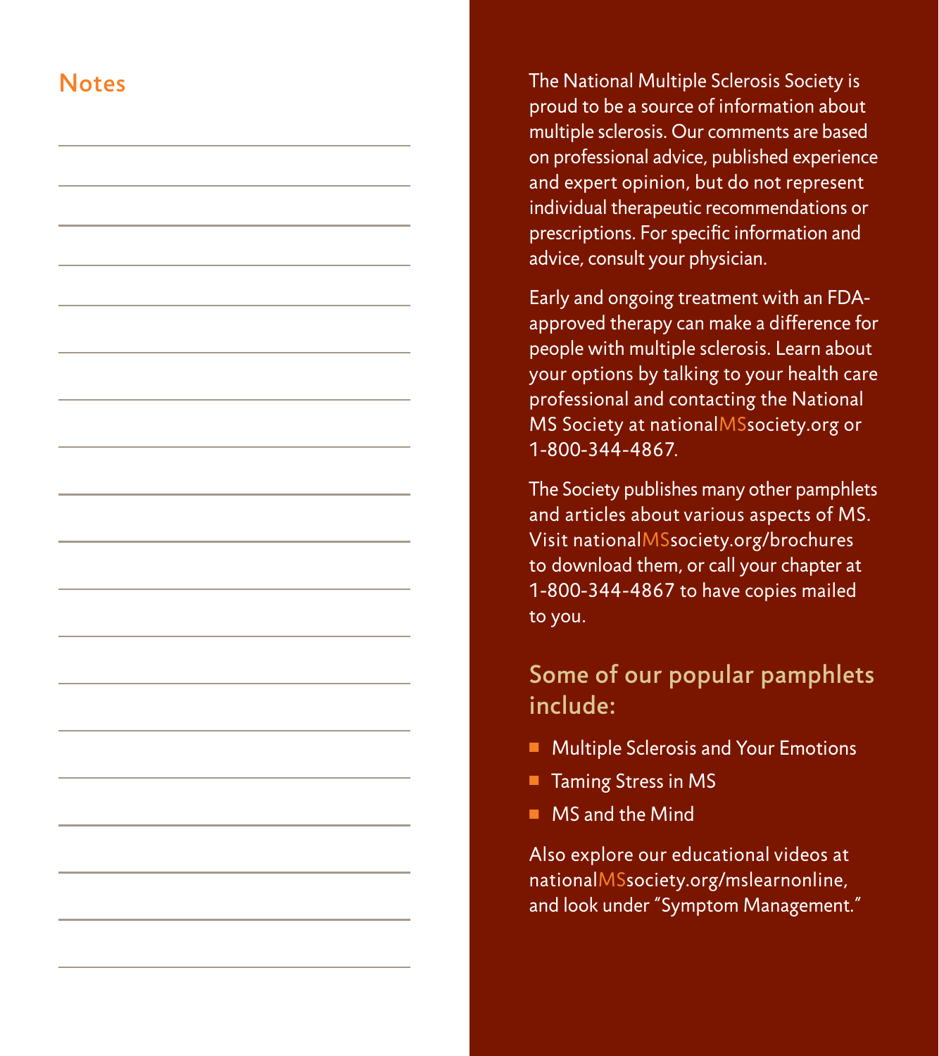## Notes

The National Multiple Sclerosis Society is proud to be a source of information about multiple sclerosis. Our comments are based on professional advice, published experience and expert opinion, but do not represent individual therapeutic recommendations or prescriptions. For specific information and advice, consult your physician.

Early and ongoing treatment with an FDA-approved therapy can make a difference for people with multiple sclerosis. Learn about your options by talking to your health care professional and contacting the National MS Society at nationalMSsociety.org or 1-800-344-4867.

The Society publishes many other pamphlets and articles about various aspects of MS. Visit nationalMSsociety.org/brochures to download them, or call your chapter at 1-800-344-4867 to have copies mailed to you.

### Some of our popular pamphlets include:

- Multiple Sclerosis and Your Emotions
- Taming Stress in MS
- MS and the Mind

Also explore our educational videos at nationalMSsociety.org/mslearnonline, and look under "Symptom Management."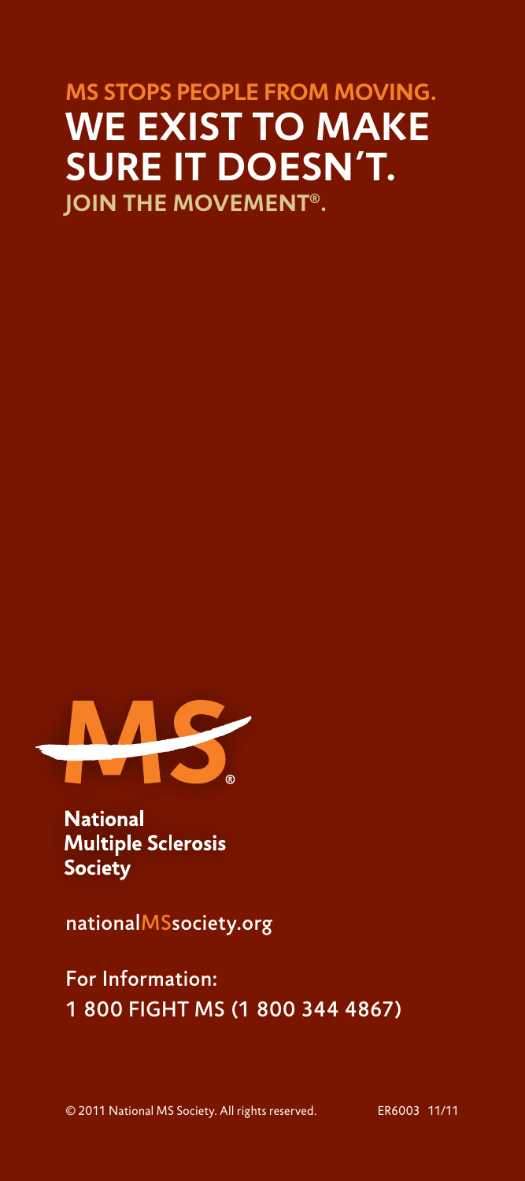**MS STOPS PEOPLE FROM MOVING.**

# WE EXIST TO MAKE SURE IT DOESN'T.

**JOIN THE MOVEMENT®.**

**National Multiple Sclerosis Society**

nationalMSsociety.org

For Information:
1 800 FIGHT MS (1 800 344 4867)

© 2011 National MS Society. All rights reserved. ER6003 11/11